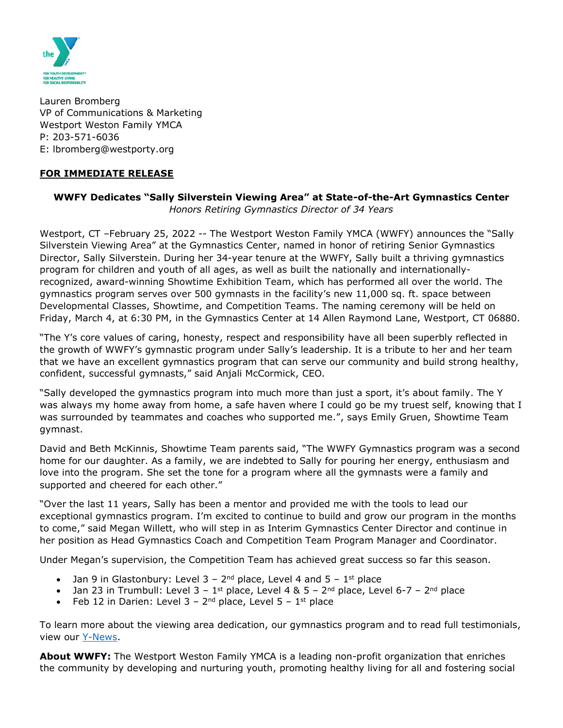Lauren Bromberg
VP of Communications & Marketing
Westport Weston Family YMCA
P: 203-571-6036
E: lbromberg@westporty.org

**FOR IMMEDIATE RELEASE**

## WWFY Dedicates "Sally Silverstein Viewing Area" at State-of-the-Art Gymnastics Center

*Honors Retiring Gymnastics Director of 34 Years*

Westport, CT –February 25, 2022 -- The Westport Weston Family YMCA (WWFY) announces the "Sally Silverstein Viewing Area" at the Gymnastics Center, named in honor of retiring Senior Gymnastics Director, Sally Silverstein. During her 34-year tenure at the WWFY, Sally built a thriving gymnastics program for children and youth of all ages, as well as built the nationally and internationally-recognized, award-winning Showtime Exhibition Team, which has performed all over the world. The gymnastics program serves over 500 gymnasts in the facility's new 11,000 sq. ft. space between Developmental Classes, Showtime, and Competition Teams. The naming ceremony will be held on Friday, March 4, at 6:30 PM, in the Gymnastics Center at 14 Allen Raymond Lane, Westport, CT 06880.

"The Y's core values of caring, honesty, respect and responsibility have all been superbly reflected in the growth of WWFY's gymnastic program under Sally's leadership. It is a tribute to her and her team that we have an excellent gymnastics program that can serve our community and build strong healthy, confident, successful gymnasts," said Anjali McCormick, CEO.

"Sally developed the gymnastics program into much more than just a sport, it's about family. The Y was always my home away from home, a safe haven where I could go be my truest self, knowing that I was surrounded by teammates and coaches who supported me.", says Emily Gruen, Showtime Team gymnast.

David and Beth McKinnis, Showtime Team parents said, "The WWFY Gymnastics program was a second home for our daughter. As a family, we are indebted to Sally for pouring her energy, enthusiasm and love into the program. She set the tone for a program where all the gymnasts were a family and supported and cheered for each other."

"Over the last 11 years, Sally has been a mentor and provided me with the tools to lead our exceptional gymnastics program. I'm excited to continue to build and grow our program in the months to come," said Megan Willett, who will step in as Interim Gymnastics Center Director and continue in her position as Head Gymnastics Coach and Competition Team Program Manager and Coordinator.

Under Megan's supervision, the Competition Team has achieved great success so far this season.

- Jan 9 in Glastonbury: Level 3 – 2nd place, Level 4 and 5 – 1st place
- Jan 23 in Trumbull: Level 3 – 1st place, Level 4 & 5 – 2nd place, Level 6-7 – 2nd place
- Feb 12 in Darien: Level 3 – 2nd place, Level 5 – 1st place

To learn more about the viewing area dedication, our gymnastics program and to read full testimonials, view our Y-News.

**About WWFY:** The Westport Weston Family YMCA is a leading non-profit organization that enriches the community by developing and nurturing youth, promoting healthy living for all and fostering social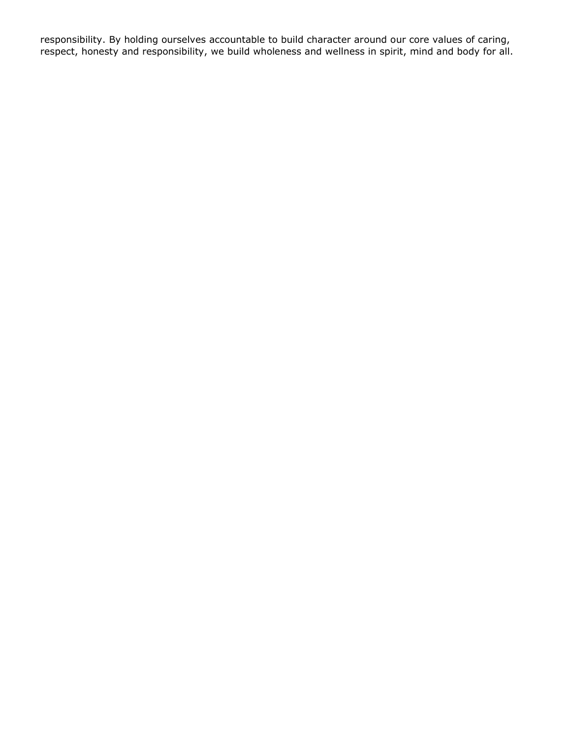responsibility. By holding ourselves accountable to build character around our core values of caring, respect, honesty and responsibility, we build wholeness and wellness in spirit, mind and body for all.